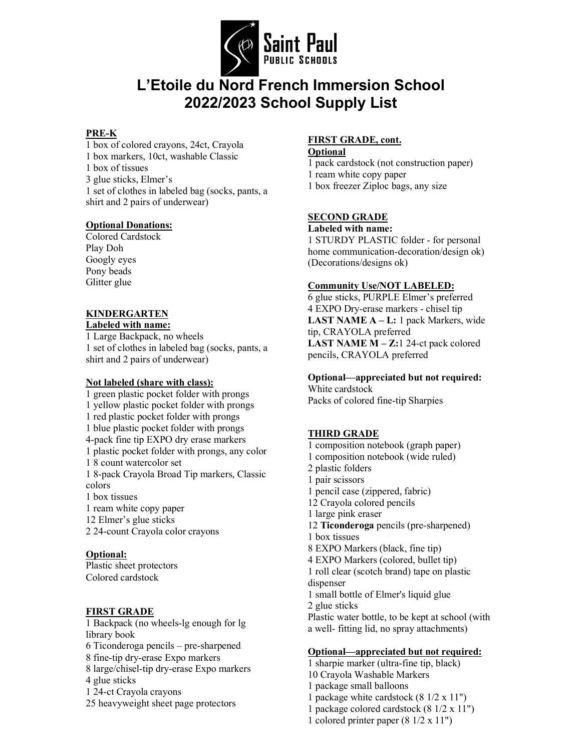Saint Paul Public Schools

# L'Etoile du Nord French Immersion School
# 2022/2023 School Supply List

## PRE-K

1 box of colored crayons, 24ct, Crayola
1 box markers, 10ct, washable Classic
1 box of tissues
3 glue sticks, Elmer's
1 set of clothes in labeled bag (socks, pants, a shirt and 2 pairs of underwear)

**Optional Donations:**

Colored Cardstock
Play Doh
Googly eyes
Pony beads
Glitter glue

## KINDERGARTEN

**Labeled with name:**

1 Large Backpack, no wheels
1 set of clothes in labeled bag (socks, pants, a shirt and 2 pairs of underwear)

**Not labeled (share with class):**

1 green plastic pocket folder with prongs
1 yellow plastic pocket folder with prongs
1 red plastic pocket folder with prongs
1 blue plastic pocket folder with prongs
4-pack fine tip EXPO dry erase markers
1 plastic pocket folder with prongs, any color
1 8 count watercolor set
1 8-pack Crayola Broad Tip markers, Classic colors
1 box tissues
1 ream white copy paper
12 Elmer's glue sticks
2 24-count Crayola color crayons

**Optional:**

Plastic sheet protectors
Colored cardstock

## FIRST GRADE

1 Backpack (no wheels-lg enough for lg library book
6 Ticonderoga pencils – pre-sharpened
8 fine-tip dry-erase Expo markers
8 large/chisel-tip dry-erase Expo markers
4 glue sticks
1 24-ct Crayola crayons
25 heavyweight sheet page protectors

## FIRST GRADE, cont.

**Optional**

1 pack cardstock (not construction paper)
1 ream white copy paper
1 box freezer Ziploc bags, any size

## SECOND GRADE

**Labeled with name:**

1 STURDY PLASTIC folder - for personal home communication-decoration/design ok) (Decorations/designs ok)

**Community Use/NOT LABELED:**

6 glue sticks, PURPLE Elmer's preferred
4 EXPO Dry-erase markers - chisel tip
**LAST NAME A – L:** 1 pack Markers, wide tip, CRAYOLA preferred
**LAST NAME M – Z:** 1 24-ct pack colored pencils, CRAYOLA preferred

**Optional—appreciated but not required:**

White cardstock
Packs of colored fine-tip Sharpies

## THIRD GRADE

1 composition notebook (graph paper)
1 composition notebook (wide ruled)
2 plastic folders
1 pair scissors
1 pencil case (zippered, fabric)
12 Crayola colored pencils
1 large pink eraser
12 **Ticonderoga** pencils (pre-sharpened)
1 box tissues
8 EXPO Markers (black, fine tip)
4 EXPO Markers (colored, bullet tip)
1 roll clear (scotch brand) tape on plastic dispenser
1 small bottle of Elmer's liquid glue
2 glue sticks
Plastic water bottle, to be kept at school (with a well- fitting lid, no spray attachments)

**Optional—appreciated but not required:**

1 sharpie marker (ultra-fine tip, black)
10 Crayola Washable Markers
1 package small balloons
1 package white cardstock (8 1/2 x 11")
1 package colored cardstock (8 1/2 x 11")
1 colored printer paper (8 1/2 x 11")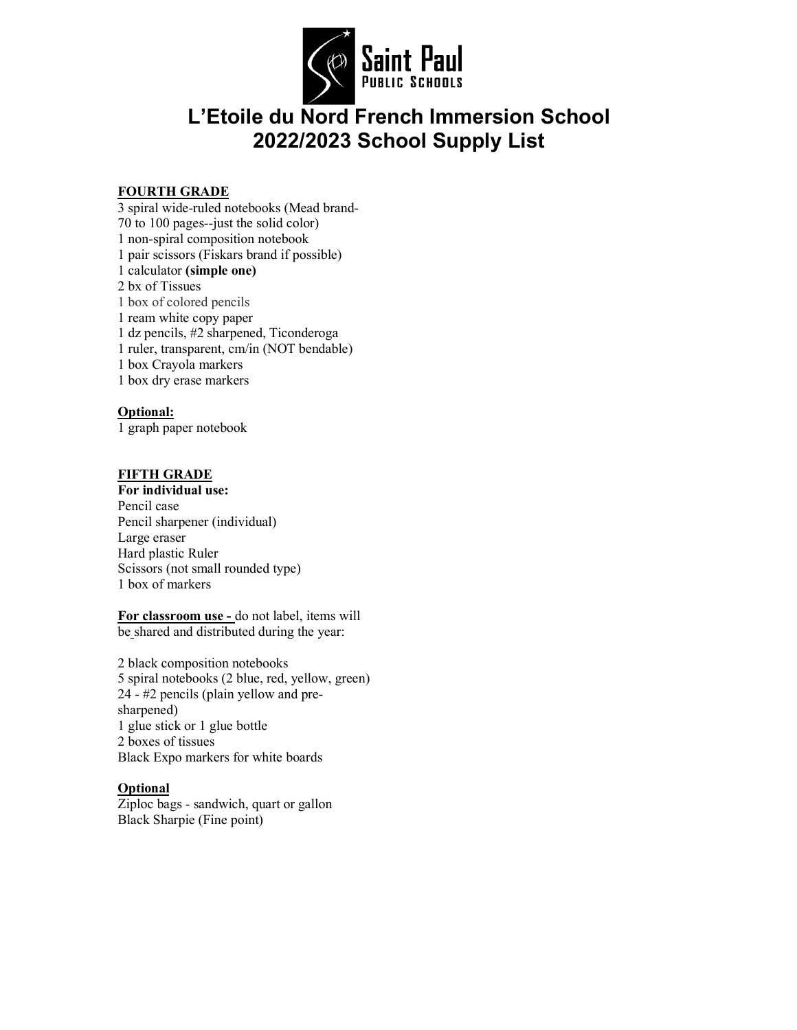Saint Paul Public Schools

# L'Etoile du Nord French Immersion School 2022/2023 School Supply List

**FOURTH GRADE**

3 spiral wide-ruled notebooks (Mead brand-70 to 100 pages--just the solid color)
1 non-spiral composition notebook
1 pair scissors (Fiskars brand if possible)
1 calculator **(simple one)**
2 bx of Tissues
1 box of colored pencils
1 ream white copy paper
1 dz pencils, #2 sharpened, Ticonderoga
1 ruler, transparent, cm/in (NOT bendable)
1 box Crayola markers
1 box dry erase markers

**Optional:**

1 graph paper notebook

**FIFTH GRADE**

**For individual use:**

Pencil case
Pencil sharpener (individual)
Large eraser
Hard plastic Ruler
Scissors (not small rounded type)
1 box of markers

**For classroom use -** do not label, items will be shared and distributed during the year:

2 black composition notebooks
5 spiral notebooks (2 blue, red, yellow, green)
24 - #2 pencils (plain yellow and pre-sharpened)
1 glue stick or 1 glue bottle
2 boxes of tissues
Black Expo markers for white boards

**Optional**

Ziploc bags - sandwich, quart or gallon
Black Sharpie (Fine point)